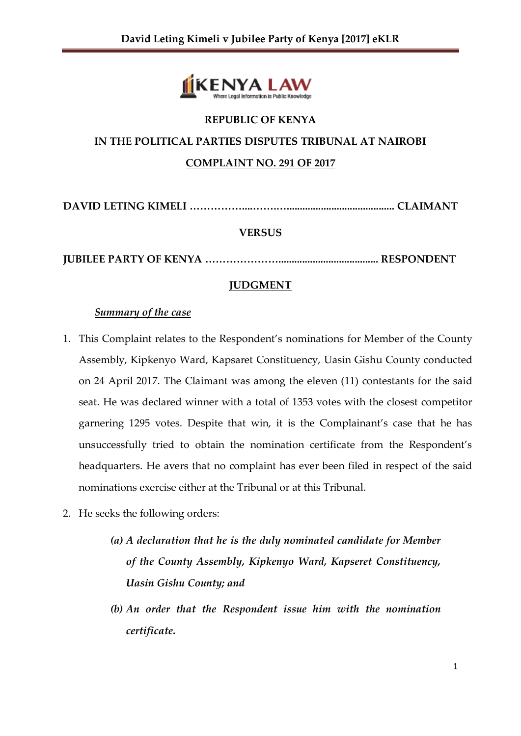**REPUBLIC OF KENYA**

**IN THE POLITICAL PARTIES DISPUTES TRIBUNAL AT NAIROBI**

**COMPLAINT NO. 291 OF 2017**

**DAVID LETING KIMELI ………………...……..……......................................... CLAIMANT**

**VERSUS**

**JUBILEE PARTY OF KENYA ………………….................................... RESPONDENT**

**JUDGMENT**

***Summary of the case***

1. This Complaint relates to the Respondent's nominations for Member of the County Assembly, Kipkenyo Ward, Kapsaret Constituency, Uasin Gishu County conducted on 24 April 2017. The Claimant was among the eleven (11) contestants for the said seat. He was declared winner with a total of 1353 votes with the closest competitor garnering 1295 votes. Despite that win, it is the Complainant's case that he has unsuccessfully tried to obtain the nomination certificate from the Respondent's headquarters. He avers that no complaint has ever been filed in respect of the said nominations exercise either at the Tribunal or at this Tribunal.

2. He seeks the following orders:

   *(a) A declaration that he is the duly nominated candidate for Member of the County Assembly, Kipkenyo Ward, Kapseret Constituency, Uasin Gishu County; and*

   *(b) An order that the Respondent issue him with the nomination certificate.*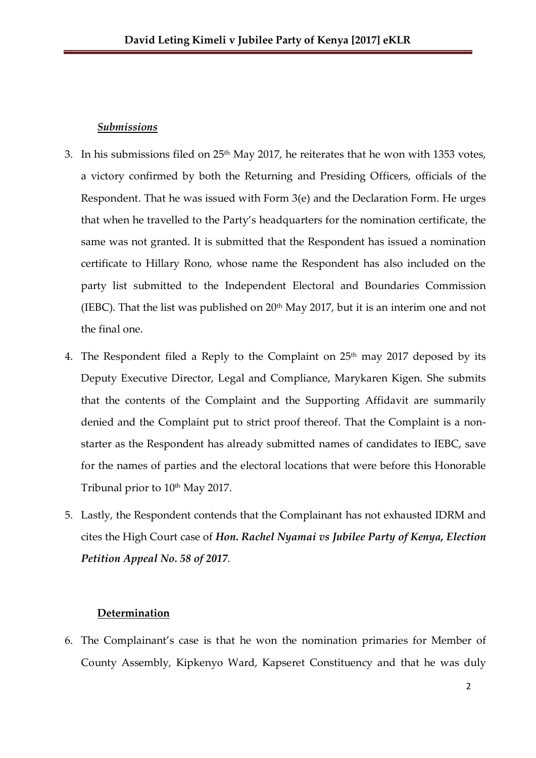***Submissions***

3. In his submissions filed on 25th May 2017, he reiterates that he won with 1353 votes, a victory confirmed by both the Returning and Presiding Officers, officials of the Respondent. That he was issued with Form 3(e) and the Declaration Form. He urges that when he travelled to the Party's headquarters for the nomination certificate, the same was not granted. It is submitted that the Respondent has issued a nomination certificate to Hillary Rono, whose name the Respondent has also included on the party list submitted to the Independent Electoral and Boundaries Commission (IEBC). That the list was published on 20th May 2017, but it is an interim one and not the final one.

4. The Respondent filed a Reply to the Complaint on 25th may 2017 deposed by its Deputy Executive Director, Legal and Compliance, Marykaren Kigen. She submits that the contents of the Complaint and the Supporting Affidavit are summarily denied and the Complaint put to strict proof thereof. That the Complaint is a non-starter as the Respondent has already submitted names of candidates to IEBC, save for the names of parties and the electoral locations that were before this Honorable Tribunal prior to 10th May 2017.

5. Lastly, the Respondent contends that the Complainant has not exhausted IDRM and cites the High Court case of ***Hon. Rachel Nyamai vs Jubilee Party of Kenya, Election Petition Appeal No. 58 of 2017***.

**Determination**

6. The Complainant's case is that he won the nomination primaries for Member of County Assembly, Kipkenyo Ward, Kapseret Constituency and that he was duly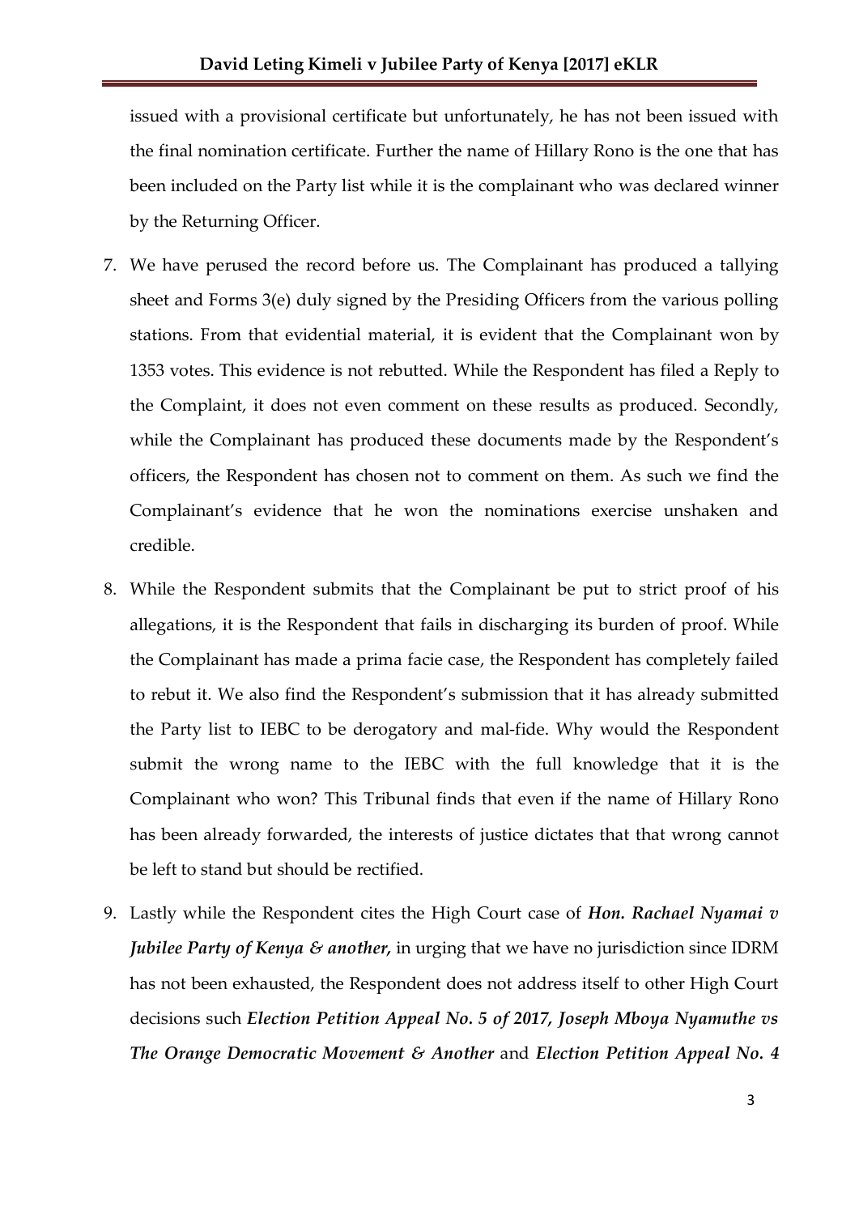issued with a provisional certificate but unfortunately, he has not been issued with the final nomination certificate. Further the name of Hillary Rono is the one that has been included on the Party list while it is the complainant who was declared winner by the Returning Officer.

7. We have perused the record before us. The Complainant has produced a tallying sheet and Forms 3(e) duly signed by the Presiding Officers from the various polling stations. From that evidential material, it is evident that the Complainant won by 1353 votes. This evidence is not rebutted. While the Respondent has filed a Reply to the Complaint, it does not even comment on these results as produced. Secondly, while the Complainant has produced these documents made by the Respondent's officers, the Respondent has chosen not to comment on them. As such we find the Complainant's evidence that he won the nominations exercise unshaken and credible.

8. While the Respondent submits that the Complainant be put to strict proof of his allegations, it is the Respondent that fails in discharging its burden of proof. While the Complainant has made a prima facie case, the Respondent has completely failed to rebut it. We also find the Respondent's submission that it has already submitted the Party list to IEBC to be derogatory and mal-fide. Why would the Respondent submit the wrong name to the IEBC with the full knowledge that it is the Complainant who won? This Tribunal finds that even if the name of Hillary Rono has been already forwarded, the interests of justice dictates that that wrong cannot be left to stand but should be rectified.

9. Lastly while the Respondent cites the High Court case of ***Hon. Rachael Nyamai v Jubilee Party of Kenya & another,*** in urging that we have no jurisdiction since IDRM has not been exhausted, the Respondent does not address itself to other High Court decisions such ***Election Petition Appeal No. 5 of 2017, Joseph Mboya Nyamuthe vs The Orange Democratic Movement & Another*** and ***Election Petition Appeal No. 4***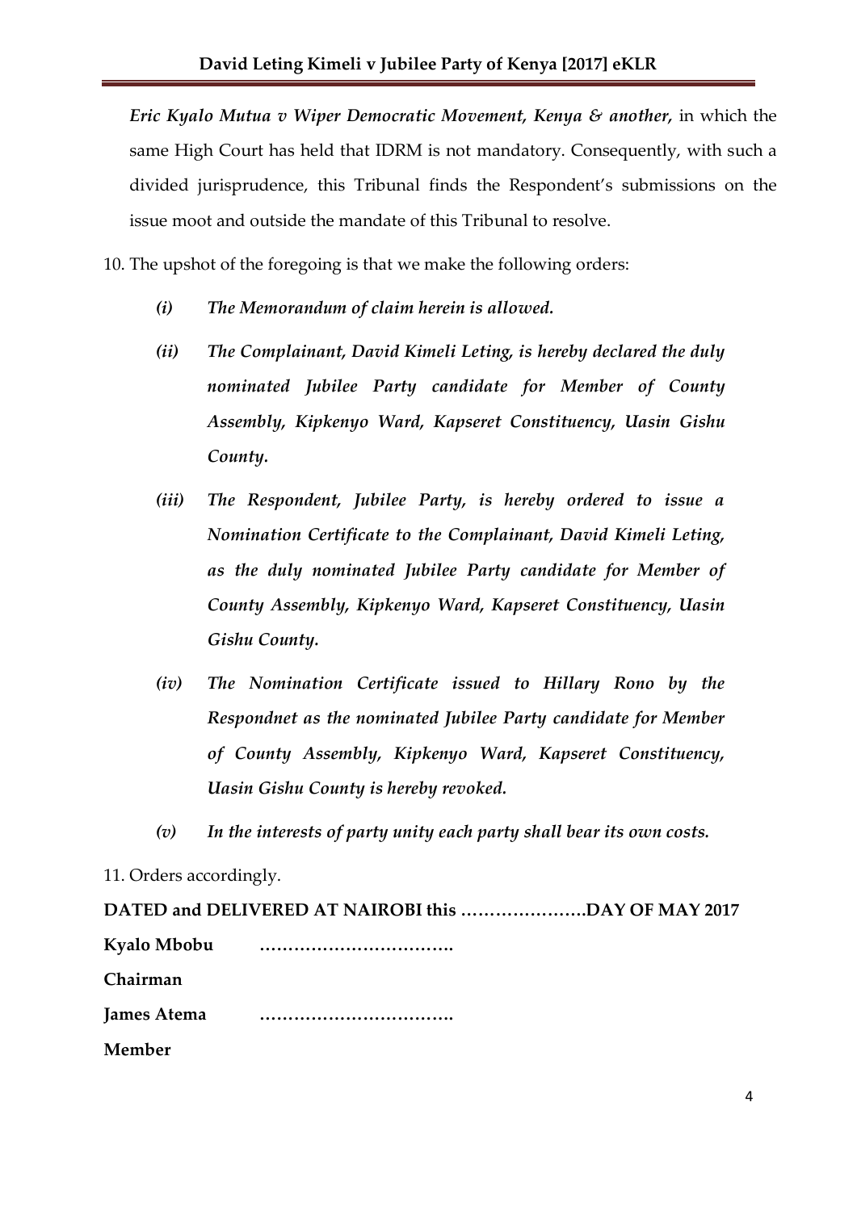*Eric Kyalo Mutua v Wiper Democratic Movement, Kenya & another,* in which the same High Court has held that IDRM is not mandatory. Consequently, with such a divided jurisprudence, this Tribunal finds the Respondent's submissions on the issue moot and outside the mandate of this Tribunal to resolve.

10. The upshot of the foregoing is that we make the following orders:

   *(i) The Memorandum of claim herein is allowed.*

   *(ii) The Complainant, David Kimeli Leting, is hereby declared the duly nominated Jubilee Party candidate for Member of County Assembly, Kipkenyo Ward, Kapseret Constituency, Uasin Gishu County.*

   *(iii) The Respondent, Jubilee Party, is hereby ordered to issue a Nomination Certificate to the Complainant, David Kimeli Leting, as the duly nominated Jubilee Party candidate for Member of County Assembly, Kipkenyo Ward, Kapseret Constituency, Uasin Gishu County.*

   *(iv) The Nomination Certificate issued to Hillary Rono by the Respondnet as the nominated Jubilee Party candidate for Member of County Assembly, Kipkenyo Ward, Kapseret Constituency, Uasin Gishu County is hereby revoked.*

   *(v) In the interests of party unity each party shall bear its own costs.*

11. Orders accordingly.

**DATED and DELIVERED AT NAIROBI this ………………….DAY OF MAY 2017**

**Kyalo Mbobu** …………………………….

**Chairman**

**James Atema** …………………………….

**Member**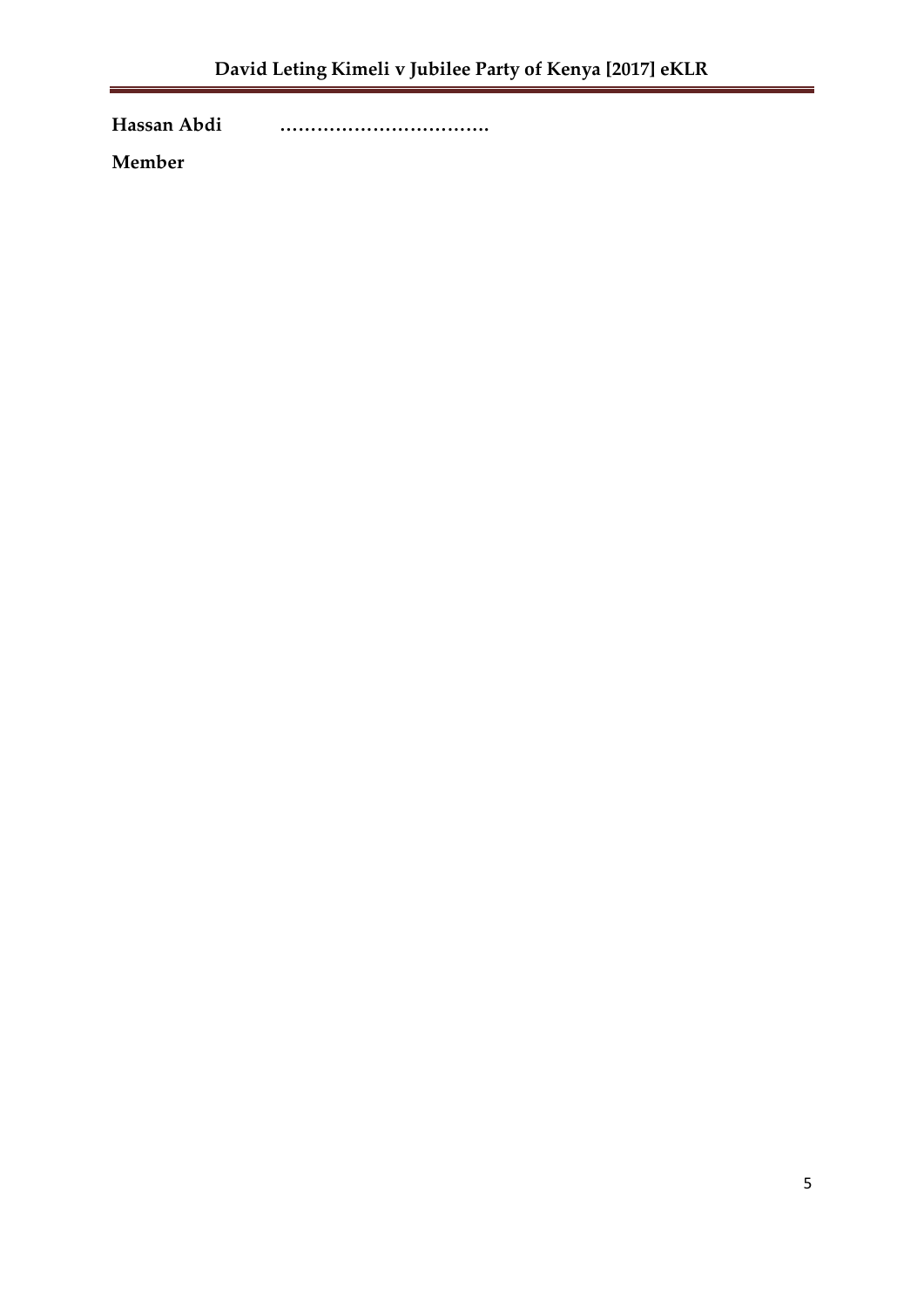**Hassan Abdi** …………………………….

**Member**